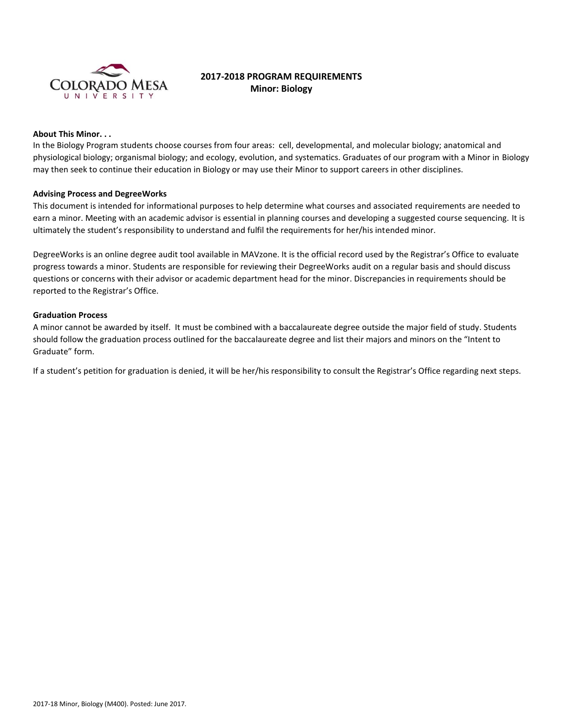# 2017-2018 PROGRAM REQUIREMENTS
## Minor: Biology

**About This Minor. . .**

In the Biology Program students choose courses from four areas: cell, developmental, and molecular biology; anatomical and physiological biology; organismal biology; and ecology, evolution, and systematics. Graduates of our program with a Minor in Biology may then seek to continue their education in Biology or may use their Minor to support careers in other disciplines.

**Advising Process and DegreeWorks**

This document is intended for informational purposes to help determine what courses and associated requirements are needed to earn a minor. Meeting with an academic advisor is essential in planning courses and developing a suggested course sequencing. It is ultimately the student's responsibility to understand and fulfil the requirements for her/his intended minor.

DegreeWorks is an online degree audit tool available in MAVzone. It is the official record used by the Registrar's Office to evaluate progress towards a minor. Students are responsible for reviewing their DegreeWorks audit on a regular basis and should discuss questions or concerns with their advisor or academic department head for the minor. Discrepancies in requirements should be reported to the Registrar's Office.

**Graduation Process**

A minor cannot be awarded by itself. It must be combined with a baccalaureate degree outside the major field of study. Students should follow the graduation process outlined for the baccalaureate degree and list their majors and minors on the "Intent to Graduate" form.

If a student's petition for graduation is denied, it will be her/his responsibility to consult the Registrar's Office regarding next steps.

2017-18 Minor, Biology (M400). Posted: June 2017.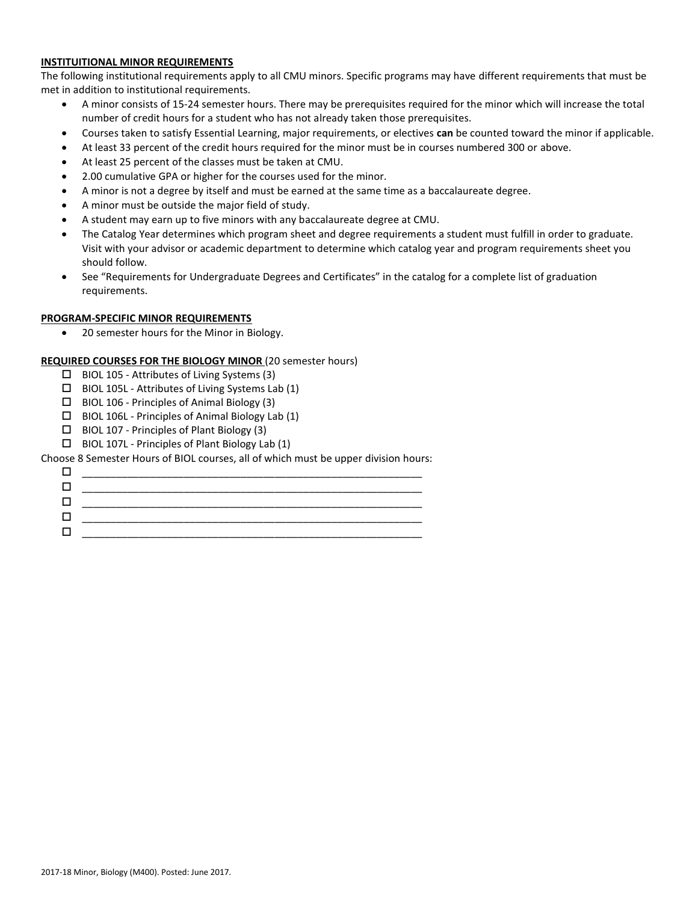**INSTIITUITIONAL MINOR REQUIREMENTS**

The following institutional requirements apply to all CMU minors. Specific programs may have different requirements that must be met in addition to institutional requirements.

- A minor consists of 15-24 semester hours. There may be prerequisites required for the minor which will increase the total number of credit hours for a student who has not already taken those prerequisites.
- Courses taken to satisfy Essential Learning, major requirements, or electives **can** be counted toward the minor if applicable.
- At least 33 percent of the credit hours required for the minor must be in courses numbered 300 or above.
- At least 25 percent of the classes must be taken at CMU.
- 2.00 cumulative GPA or higher for the courses used for the minor.
- A minor is not a degree by itself and must be earned at the same time as a baccalaureate degree.
- A minor must be outside the major field of study.
- A student may earn up to five minors with any baccalaureate degree at CMU.
- The Catalog Year determines which program sheet and degree requirements a student must fulfill in order to graduate. Visit with your advisor or academic department to determine which catalog year and program requirements sheet you should follow.
- See "Requirements for Undergraduate Degrees and Certificates" in the catalog for a complete list of graduation requirements.

**PROGRAM-SPECIFIC MINOR REQUIREMENTS**

- 20 semester hours for the Minor in Biology.

**REQUIRED COURSES FOR THE BIOLOGY MINOR** (20 semester hours)

- ☐ BIOL 105 - Attributes of Living Systems (3)
- ☐ BIOL 105L - Attributes of Living Systems Lab (1)
- ☐ BIOL 106 - Principles of Animal Biology (3)
- ☐ BIOL 106L - Principles of Animal Biology Lab (1)
- ☐ BIOL 107 - Principles of Plant Biology (3)
- ☐ BIOL 107L - Principles of Plant Biology Lab (1)

Choose 8 Semester Hours of BIOL courses, all of which must be upper division hours:

- ☐ ____________________________________________________________
- ☐ ____________________________________________________________
- ☐ ____________________________________________________________
- ☐ ____________________________________________________________
- ☐ ____________________________________________________________

2017-18 Minor, Biology (M400). Posted: June 2017.